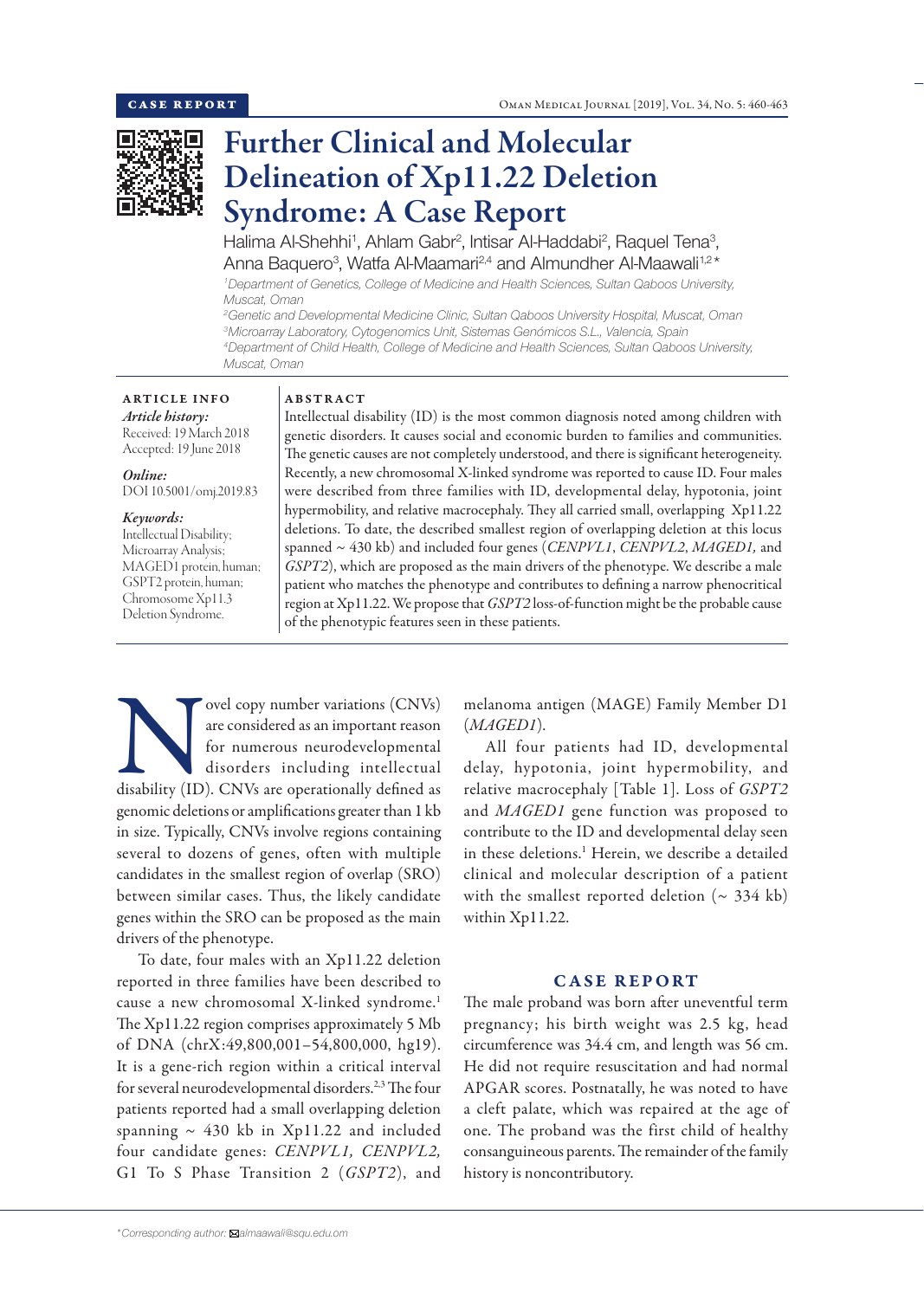CASE REPORT

# Further Clinical and Molecular Delineation of Xp11.22 Deletion Syndrome: A Case Report

Halima Al-Shehhi[1], Ahlam Gabr[2], Intisar Al-Haddabi[2], Raquel Tena[3], Anna Baquero[3], Watfa Al-Maamari[2,4] and Almundher Al-Maawali[1,2]*

[1]Department of Genetics, College of Medicine and Health Sciences, Sultan Qaboos University, Muscat, Oman
[2]Genetic and Developmental Medicine Clinic, Sultan Qaboos University Hospital, Muscat, Oman
[3]Microarray Laboratory, Cytogenomics Unit, Sistemas Genómicos S.L., Valencia, Spain
[4]Department of Child Health, College of Medicine and Health Sciences, Sultan Qaboos University, Muscat, Oman

## ARTICLE INFO

*Article history:*
Received: 19 March 2018
Accepted: 19 June 2018

*Online:*
DOI 10.5001/omj.2019.83

*Keywords:*
Intellectual Disability; Microarray Analysis; MAGED1 protein, human; GSPT2 protein, human; Chromosome Xp11.3 Deletion Syndrome.

## ABSTRACT

Intellectual disability (ID) is the most common diagnosis noted among children with genetic disorders. It causes social and economic burden to families and communities. The genetic causes are not completely understood, and there is significant heterogeneity. Recently, a new chromosomal X-linked syndrome was reported to cause ID. Four males were described from three families with ID, developmental delay, hypotonia, joint hypermobility, and relative macrocephaly. They all carried small, overlapping Xp11.22 deletions. To date, the described smallest region of overlapping deletion at this locus spanned ~ 430 kb) and included four genes (*CENPVL1*, *CENPVL2*, *MAGED1,* and *GSPT2*), which are proposed as the main drivers of the phenotype. We describe a male patient who matches the phenotype and contributes to defining a narrow phenocritical region at Xp11.22. We propose that *GSPT2* loss-of-function might be the probable cause of the phenotypic features seen in these patients.

Novel copy number variations (CNVs) are considered as an important reason for numerous neurodevelopmental disorders including intellectual disability (ID). CNVs are operationally defined as genomic deletions or amplifications greater than 1 kb in size. Typically, CNVs involve regions containing several to dozens of genes, often with multiple candidates in the smallest region of overlap (SRO) between similar cases. Thus, the likely candidate genes within the SRO can be proposed as the main drivers of the phenotype.

To date, four males with an Xp11.22 deletion reported in three families have been described to cause a new chromosomal X-linked syndrome.[1] The Xp11.22 region comprises approximately 5 Mb of DNA (chrX:49,800,001–54,800,000, hg19). It is a gene-rich region within a critical interval for several neurodevelopmental disorders.[2,3] The four patients reported had a small overlapping deletion spanning ~ 430 kb in Xp11.22 and included four candidate genes: *CENPVL1, CENPVL2,* G1 To S Phase Transition 2 (*GSPT2*), and melanoma antigen (MAGE) Family Member D1 (*MAGED1*).

All four patients had ID, developmental delay, hypotonia, joint hypermobility, and relative macrocephaly [Table 1]. Loss of *GSPT2* and *MAGED1* gene function was proposed to contribute to the ID and developmental delay seen in these deletions.[1] Herein, we describe a detailed clinical and molecular description of a patient with the smallest reported deletion (~ 334 kb) within Xp11.22.

## CASE REPORT

The male proband was born after uneventful term pregnancy; his birth weight was 2.5 kg, head circumference was 34.4 cm, and length was 56 cm. He did not require resuscitation and had normal APGAR scores. Postnatally, he was noted to have a cleft palate, which was repaired at the age of one. The proband was the first child of healthy consanguineous parents. The remainder of the family history is noncontributory.

*Corresponding author: almaawali@squ.edu.om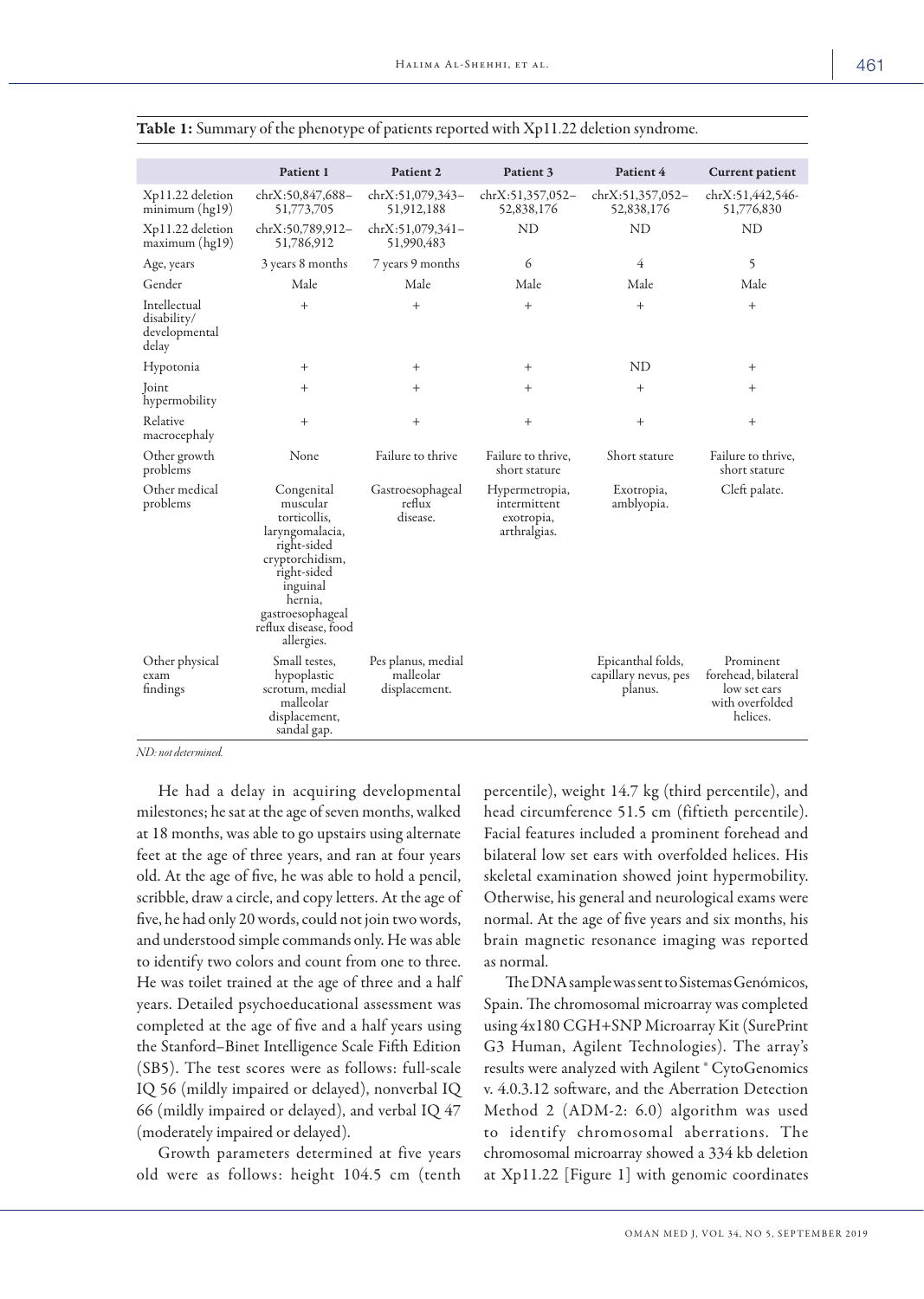**Table 1:** Summary of the phenotype of patients reported with Xp11.22 deletion syndrome.

| | Patient 1 | Patient 2 | Patient 3 | Patient 4 | Current patient |
|---|---|---|---|---|---|
| Xp11.22 deletion minimum (hg19) | chrX:50,847,688–51,773,705 | chrX:51,079,343–51,912,188 | chrX:51,357,052–52,838,176 | chrX:51,357,052–52,838,176 | chrX:51,442,546-51,776,830 |
| Xp11.22 deletion maximum (hg19) | chrX:50,789,912–51,786,912 | chrX:51,079,341–51,990,483 | ND | ND | ND |
| Age, years | 3 years 8 months | 7 years 9 months | 6 | 4 | 5 |
| Gender | Male | Male | Male | Male | Male |
| Intellectual disability/ developmental delay | + | + | + | + | + |
| Hypotonia | + | + | + | ND | + |
| Joint hypermobility | + | + | + | + | + |
| Relative macrocephaly | + | + | + | + | + |
| Other growth problems | None | Failure to thrive | Failure to thrive, short stature | Short stature | Failure to thrive, short stature |
| Other medical problems | Congenital muscular torticollis, laryngomalacia, right-sided cryptorchidism, right-sided inguinal hernia, gastroesophageal reflux disease, food allergies. | Gastroesophageal reflux disease. | Hypermetropia, intermittent exotropia, arthralgias. | Exotropia, amblyopia. | Cleft palate. |
| Other physical exam findings | Small testes, hypoplastic scrotum, medial malleolar displacement, sandal gap. | Pes planus, medial malleolar displacement. | | Epicanthal folds, capillary nevus, pes planus. | Prominent forehead, bilateral low set ears with overfolded helices. |

*ND: not determined.*

He had a delay in acquiring developmental milestones; he sat at the age of seven months, walked at 18 months, was able to go upstairs using alternate feet at the age of three years, and ran at four years old. At the age of five, he was able to hold a pencil, scribble, draw a circle, and copy letters. At the age of five, he had only 20 words, could not join two words, and understood simple commands only. He was able to identify two colors and count from one to three. He was toilet trained at the age of three and a half years. Detailed psychoeducational assessment was completed at the age of five and a half years using the Stanford–Binet Intelligence Scale Fifth Edition (SB5). The test scores were as follows: full-scale IQ 56 (mildly impaired or delayed), nonverbal IQ 66 (mildly impaired or delayed), and verbal IQ 47 (moderately impaired or delayed).

Growth parameters determined at five years old were as follows: height 104.5 cm (tenth percentile), weight 14.7 kg (third percentile), and head circumference 51.5 cm (fiftieth percentile). Facial features included a prominent forehead and bilateral low set ears with overfolded helices. His skeletal examination showed joint hypermobility. Otherwise, his general and neurological exams were normal. At the age of five years and six months, his brain magnetic resonance imaging was reported as normal.

The DNA sample was sent to Sistemas Genómicos, Spain. The chromosomal microarray was completed using 4x180 CGH+SNP Microarray Kit (SurePrint G3 Human, Agilent Technologies). The array's results were analyzed with Agilent ® CytoGenomics v. 4.0.3.12 software, and the Aberration Detection Method 2 (ADM-2: 6.0) algorithm was used to identify chromosomal aberrations. The chromosomal microarray showed a 334 kb deletion at Xp11.22 [Figure 1] with genomic coordinates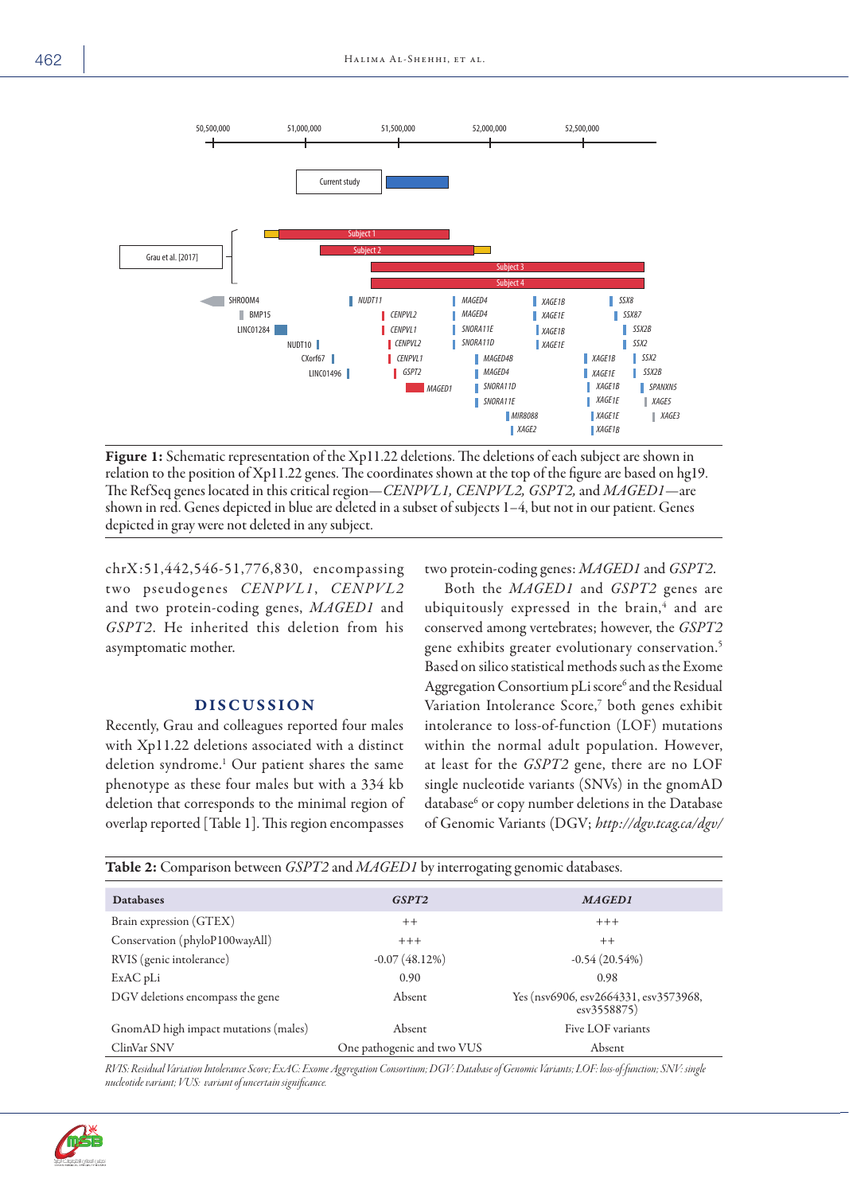**Figure 1:** Schematic representation of the Xp11.22 deletions. The deletions of each subject are shown in relation to the position of Xp11.22 genes. The coordinates shown at the top of the figure are based on hg19. The RefSeq genes located in this critical region—*CENPVL1, CENPVL2, GSPT2,* and *MAGED1*—are shown in red. Genes depicted in blue are deleted in a subset of subjects 1–4, but not in our patient. Genes depicted in gray were not deleted in any subject.

chrX:51,442,546-51,776,830, encompassing two pseudogenes *CENPVL1*, *CENPVL2* and two protein-coding genes, *MAGED1* and *GSPT2*. He inherited this deletion from his asymptomatic mother.

## DISCUSSION

Recently, Grau and colleagues reported four males with Xp11.22 deletions associated with a distinct deletion syndrome.[1] Our patient shares the same phenotype as these four males but with a 334 kb deletion that corresponds to the minimal region of overlap reported [Table 1]. This region encompasses two protein-coding genes: *MAGED1* and *GSPT2*.

Both the *MAGED1* and *GSPT2* genes are ubiquitously expressed in the brain,[4] and are conserved among vertebrates; however, the *GSPT2* gene exhibits greater evolutionary conservation.[5] Based on silico statistical methods such as the Exome Aggregation Consortium pLi score[6] and the Residual Variation Intolerance Score,[7] both genes exhibit intolerance to loss-of-function (LOF) mutations within the normal adult population. However, at least for the *GSPT2* gene, there are no LOF single nucleotide variants (SNVs) in the gnomAD database[6] or copy number deletions in the Database of Genomic Variants (DGV; *http://dgv.tcag.ca/dgv/*

**Table 2:** Comparison between *GSPT2* and *MAGED1* by interrogating genomic databases.

| Databases | *GSPT2* | *MAGED1* |
|---|---|---|
| Brain expression (GTEX) | ++ | +++ |
| Conservation (phyloP100wayAll) | +++ | ++ |
| RVIS (genic intolerance) | -0.07 (48.12%) | -0.54 (20.54%) |
| ExAC pLi | 0.90 | 0.98 |
| DGV deletions encompass the gene | Absent | Yes (nsv6906, esv2664331, esv3573968, esv3558875) |
| GnomAD high impact mutations (males) | Absent | Five LOF variants |
| ClinVar SNV | One pathogenic and two VUS | Absent |

*RVIS: Residual Variation Intolerance Score; ExAC: Exome Aggregation Consortium; DGV: Database of Genomic Variants; LOF: loss-of-function; SNV: single nucleotide variant; VUS: variant of uncertain significance.*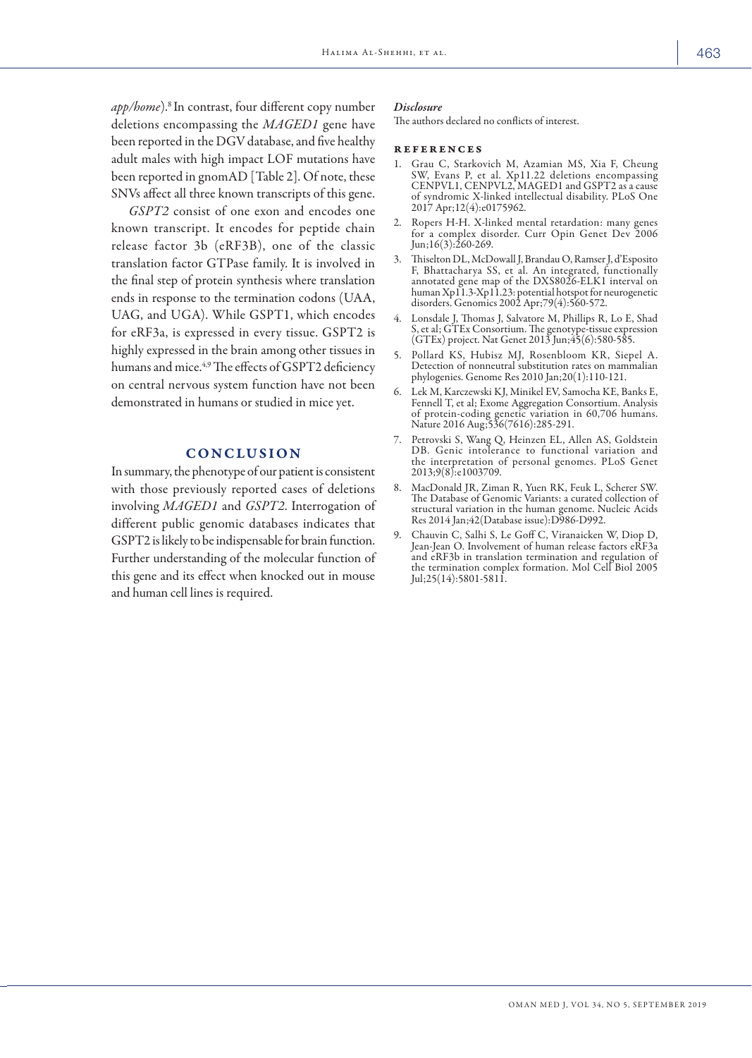*app/home*).[8] In contrast, four different copy number deletions encompassing the *MAGED1* gene have been reported in the DGV database, and five healthy adult males with high impact LOF mutations have been reported in gnomAD [Table 2]. Of note, these SNVs affect all three known transcripts of this gene.

*GSPT2* consist of one exon and encodes one known transcript. It encodes for peptide chain release factor 3b (eRF3B), one of the classic translation factor GTPase family. It is involved in the final step of protein synthesis where translation ends in response to the termination codons (UAA, UAG, and UGA). While GSPT1, which encodes for eRF3a, is expressed in every tissue. GSPT2 is highly expressed in the brain among other tissues in humans and mice.[4,9] The effects of GSPT2 deficiency on central nervous system function have not been demonstrated in humans or studied in mice yet.

## CONCLUSION

In summary, the phenotype of our patient is consistent with those previously reported cases of deletions involving *MAGED1* and *GSPT2*. Interrogation of different public genomic databases indicates that GSPT2 is likely to be indispensable for brain function. Further understanding of the molecular function of this gene and its effect when knocked out in mouse and human cell lines is required.

### *Disclosure*

The authors declared no conflicts of interest.

## REFERENCES

1. Grau C, Starkovich M, Azamian MS, Xia F, Cheung SW, Evans P, et al. Xp11.22 deletions encompassing CENPVL1, CENPVL2, MAGED1 and GSPT2 as a cause of syndromic X-linked intellectual disability. PLoS One 2017 Apr;12(4):e0175962.
2. Ropers H-H. X-linked mental retardation: many genes for a complex disorder. Curr Opin Genet Dev 2006 Jun;16(3):260-269.
3. Thiselton DL, McDowall J, Brandau O, Ramser J, d'Esposito F, Bhattacharya SS, et al. An integrated, functionally annotated gene map of the DXS8026-ELK1 interval on human Xp11.3-Xp11.23: potential hotspot for neurogenetic disorders. Genomics 2002 Apr;79(4):560-572.
4. Lonsdale J, Thomas J, Salvatore M, Phillips R, Lo E, Shad S, et al; GTEx Consortium. The genotype-tissue expression (GTEx) project. Nat Genet 2013 Jun;45(6):580-585.
5. Pollard KS, Hubisz MJ, Rosenbloom KR, Siepel A. Detection of nonneutral substitution rates on mammalian phylogenies. Genome Res 2010 Jan;20(1):110-121.
6. Lek M, Karczewski KJ, Minikel EV, Samocha KE, Banks E, Fennell T, et al; Exome Aggregation Consortium. Analysis of protein-coding genetic variation in 60,706 humans. Nature 2016 Aug;536(7616):285-291.
7. Petrovski S, Wang Q, Heinzen EL, Allen AS, Goldstein DB. Genic intolerance to functional variation and the interpretation of personal genomes. PLoS Genet 2013;9(8):e1003709.
8. MacDonald JR, Ziman R, Yuen RK, Feuk L, Scherer SW. The Database of Genomic Variants: a curated collection of structural variation in the human genome. Nucleic Acids Res 2014 Jan;42(Database issue):D986-D992.
9. Chauvin C, Salhi S, Le Goff C, Viranaicken W, Diop D, Jean-Jean O. Involvement of human release factors eRF3a and eRF3b in translation termination and regulation of the termination complex formation. Mol Cell Biol 2005 Jul;25(14):5801-5811.